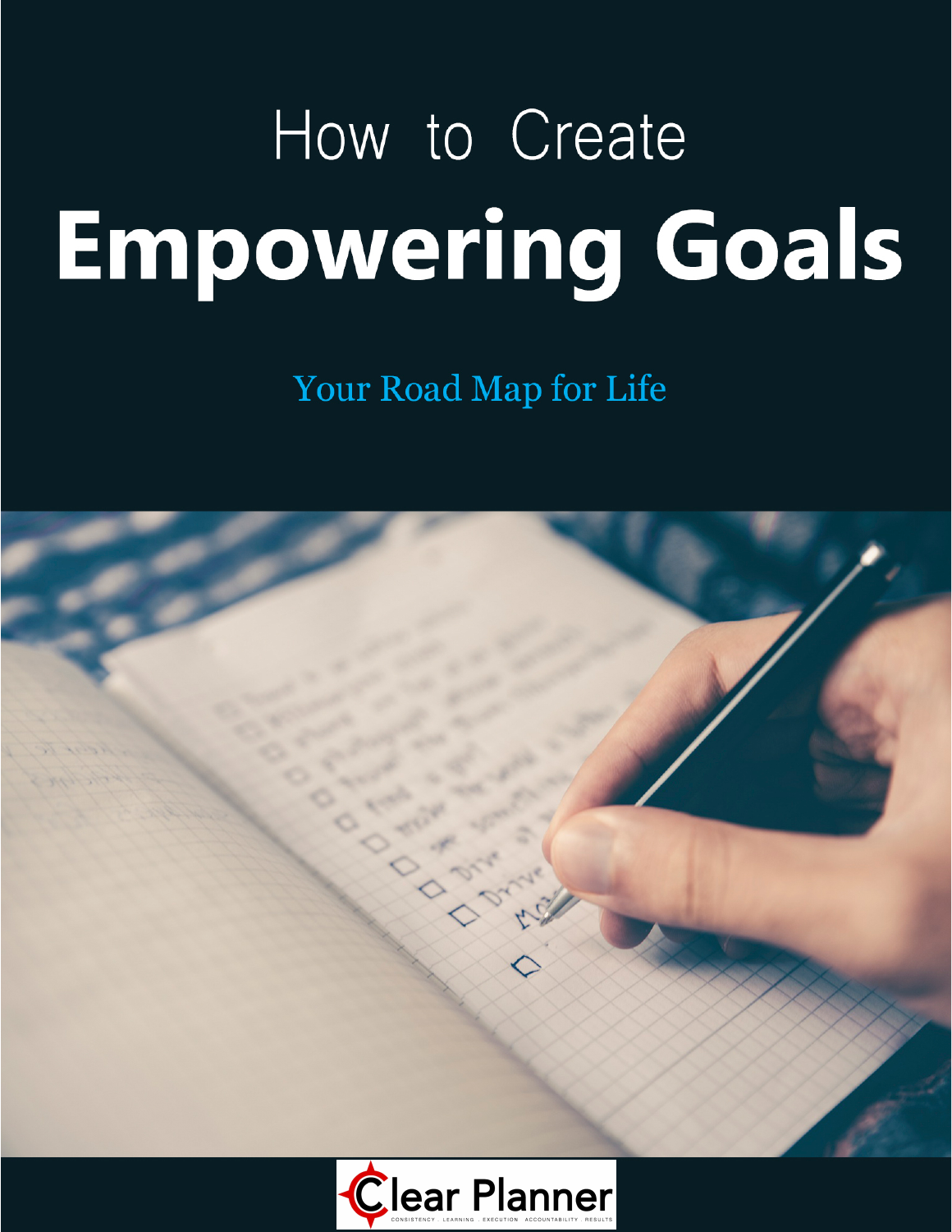# How to Create
# Empowering Goals

Your Road Map for Life

Clear Planner

CONSISTENCY . LEARNING . EXECUTION . ACCOUNTABILITY . RESULTS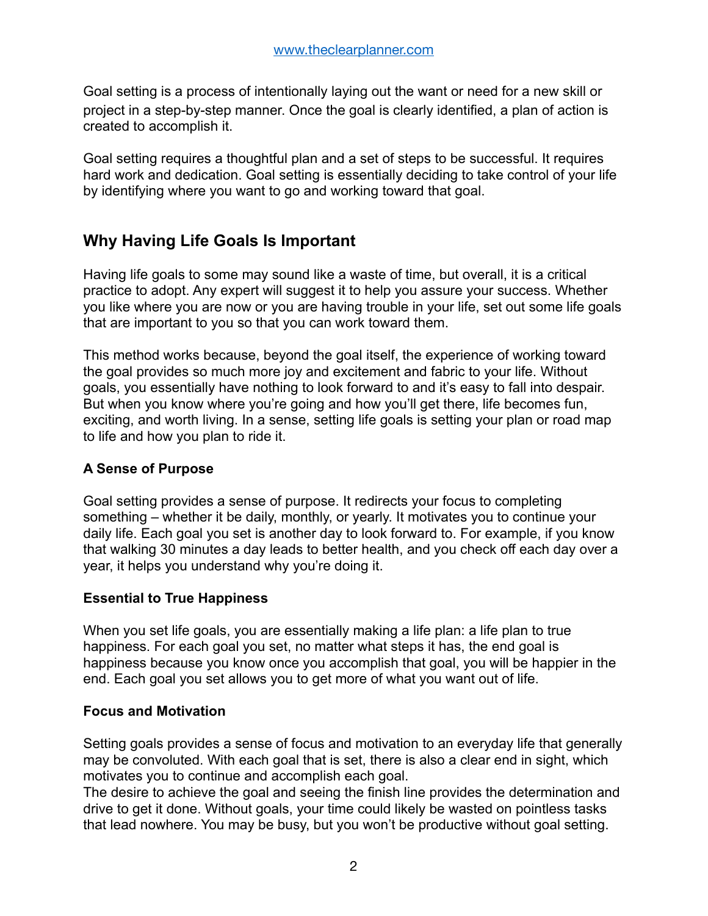Goal setting is a process of intentionally laying out the want or need for a new skill or project in a step-by-step manner. Once the goal is clearly identified, a plan of action is created to accomplish it.

Goal setting requires a thoughtful plan and a set of steps to be successful. It requires hard work and dedication. Goal setting is essentially deciding to take control of your life by identifying where you want to go and working toward that goal.

## Why Having Life Goals Is Important

Having life goals to some may sound like a waste of time, but overall, it is a critical practice to adopt. Any expert will suggest it to help you assure your success. Whether you like where you are now or you are having trouble in your life, set out some life goals that are important to you so that you can work toward them.

This method works because, beyond the goal itself, the experience of working toward the goal provides so much more joy and excitement and fabric to your life. Without goals, you essentially have nothing to look forward to and it's easy to fall into despair. But when you know where you're going and how you'll get there, life becomes fun, exciting, and worth living. In a sense, setting life goals is setting your plan or road map to life and how you plan to ride it.

### A Sense of Purpose

Goal setting provides a sense of purpose. It redirects your focus to completing something – whether it be daily, monthly, or yearly. It motivates you to continue your daily life. Each goal you set is another day to look forward to. For example, if you know that walking 30 minutes a day leads to better health, and you check off each day over a year, it helps you understand why you're doing it.

### Essential to True Happiness

When you set life goals, you are essentially making a life plan: a life plan to true happiness. For each goal you set, no matter what steps it has, the end goal is happiness because you know once you accomplish that goal, you will be happier in the end. Each goal you set allows you to get more of what you want out of life.

### Focus and Motivation

Setting goals provides a sense of focus and motivation to an everyday life that generally may be convoluted. With each goal that is set, there is also a clear end in sight, which motivates you to continue and accomplish each goal.
The desire to achieve the goal and seeing the finish line provides the determination and drive to get it done. Without goals, your time could likely be wasted on pointless tasks that lead nowhere. You may be busy, but you won't be productive without goal setting.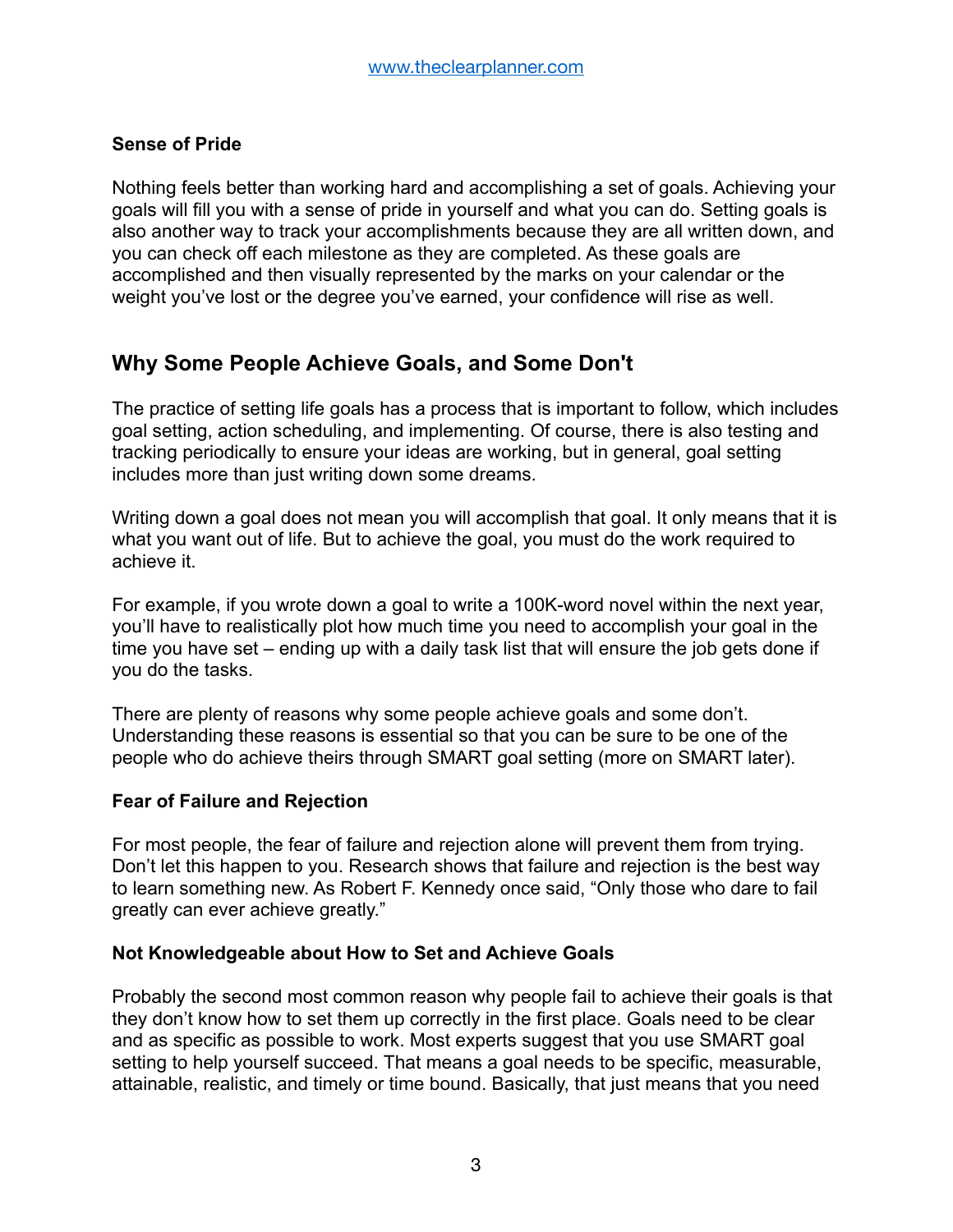### Sense of Pride

Nothing feels better than working hard and accomplishing a set of goals. Achieving your goals will fill you with a sense of pride in yourself and what you can do. Setting goals is also another way to track your accomplishments because they are all written down, and you can check off each milestone as they are completed. As these goals are accomplished and then visually represented by the marks on your calendar or the weight you've lost or the degree you've earned, your confidence will rise as well.

## Why Some People Achieve Goals, and Some Don't

The practice of setting life goals has a process that is important to follow, which includes goal setting, action scheduling, and implementing. Of course, there is also testing and tracking periodically to ensure your ideas are working, but in general, goal setting includes more than just writing down some dreams.

Writing down a goal does not mean you will accomplish that goal. It only means that it is what you want out of life. But to achieve the goal, you must do the work required to achieve it.

For example, if you wrote down a goal to write a 100K-word novel within the next year, you'll have to realistically plot how much time you need to accomplish your goal in the time you have set – ending up with a daily task list that will ensure the job gets done if you do the tasks.

There are plenty of reasons why some people achieve goals and some don't. Understanding these reasons is essential so that you can be sure to be one of the people who do achieve theirs through SMART goal setting (more on SMART later).

### Fear of Failure and Rejection

For most people, the fear of failure and rejection alone will prevent them from trying. Don't let this happen to you. Research shows that failure and rejection is the best way to learn something new. As Robert F. Kennedy once said, "Only those who dare to fail greatly can ever achieve greatly."

### Not Knowledgeable about How to Set and Achieve Goals

Probably the second most common reason why people fail to achieve their goals is that they don't know how to set them up correctly in the first place. Goals need to be clear and as specific as possible to work. Most experts suggest that you use SMART goal setting to help yourself succeed. That means a goal needs to be specific, measurable, attainable, realistic, and timely or time bound. Basically, that just means that you need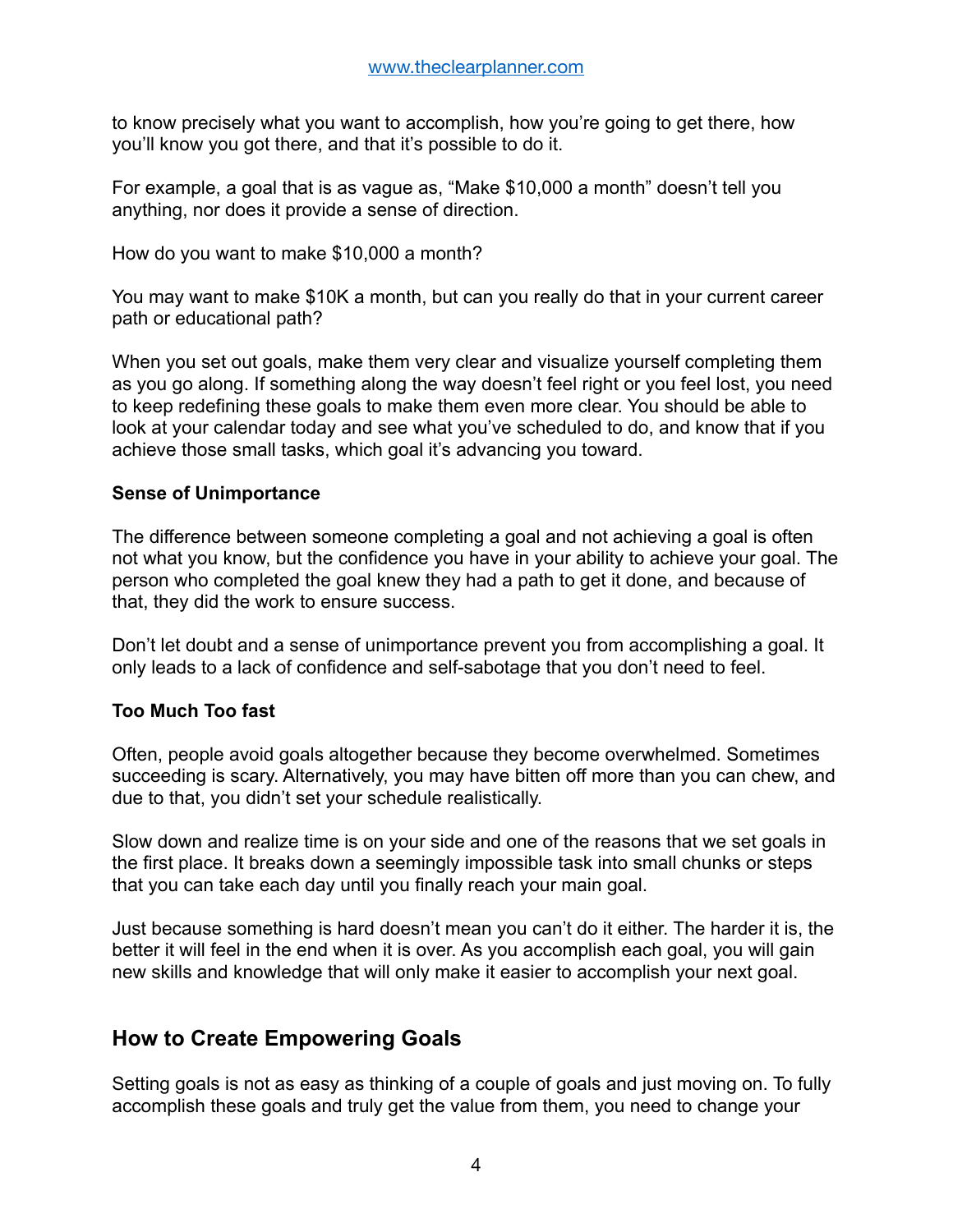to know precisely what you want to accomplish, how you're going to get there, how you'll know you got there, and that it's possible to do it.

For example, a goal that is as vague as, "Make $10,000 a month" doesn't tell you anything, nor does it provide a sense of direction.

How do you want to make $10,000 a month?

You may want to make $10K a month, but can you really do that in your current career path or educational path?

When you set out goals, make them very clear and visualize yourself completing them as you go along. If something along the way doesn't feel right or you feel lost, you need to keep redefining these goals to make them even more clear. You should be able to look at your calendar today and see what you've scheduled to do, and know that if you achieve those small tasks, which goal it's advancing you toward.

**Sense of Unimportance**

The difference between someone completing a goal and not achieving a goal is often not what you know, but the confidence you have in your ability to achieve your goal. The person who completed the goal knew they had a path to get it done, and because of that, they did the work to ensure success.

Don't let doubt and a sense of unimportance prevent you from accomplishing a goal. It only leads to a lack of confidence and self-sabotage that you don't need to feel.

**Too Much Too fast**

Often, people avoid goals altogether because they become overwhelmed. Sometimes succeeding is scary. Alternatively, you may have bitten off more than you can chew, and due to that, you didn't set your schedule realistically.

Slow down and realize time is on your side and one of the reasons that we set goals in the first place. It breaks down a seemingly impossible task into small chunks or steps that you can take each day until you finally reach your main goal.

Just because something is hard doesn't mean you can't do it either. The harder it is, the better it will feel in the end when it is over. As you accomplish each goal, you will gain new skills and knowledge that will only make it easier to accomplish your next goal.

## How to Create Empowering Goals

Setting goals is not as easy as thinking of a couple of goals and just moving on. To fully accomplish these goals and truly get the value from them, you need to change your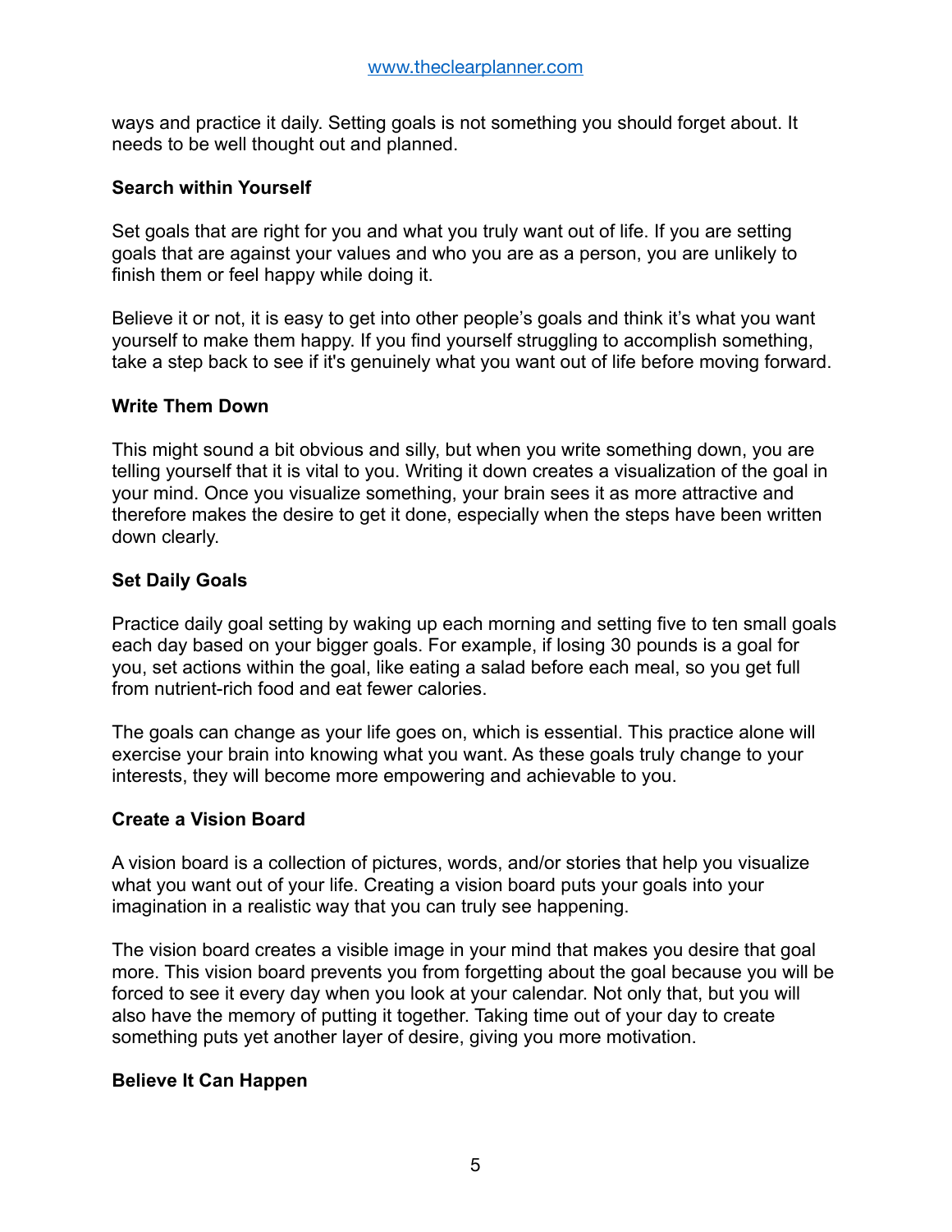ways and practice it daily. Setting goals is not something you should forget about. It needs to be well thought out and planned.

**Search within Yourself**

Set goals that are right for you and what you truly want out of life. If you are setting goals that are against your values and who you are as a person, you are unlikely to finish them or feel happy while doing it.

Believe it or not, it is easy to get into other people's goals and think it's what you want yourself to make them happy. If you find yourself struggling to accomplish something, take a step back to see if it's genuinely what you want out of life before moving forward.

**Write Them Down**

This might sound a bit obvious and silly, but when you write something down, you are telling yourself that it is vital to you. Writing it down creates a visualization of the goal in your mind. Once you visualize something, your brain sees it as more attractive and therefore makes the desire to get it done, especially when the steps have been written down clearly.

**Set Daily Goals**

Practice daily goal setting by waking up each morning and setting five to ten small goals each day based on your bigger goals. For example, if losing 30 pounds is a goal for you, set actions within the goal, like eating a salad before each meal, so you get full from nutrient-rich food and eat fewer calories.

The goals can change as your life goes on, which is essential. This practice alone will exercise your brain into knowing what you want. As these goals truly change to your interests, they will become more empowering and achievable to you.

**Create a Vision Board**

A vision board is a collection of pictures, words, and/or stories that help you visualize what you want out of your life. Creating a vision board puts your goals into your imagination in a realistic way that you can truly see happening.

The vision board creates a visible image in your mind that makes you desire that goal more. This vision board prevents you from forgetting about the goal because you will be forced to see it every day when you look at your calendar. Not only that, but you will also have the memory of putting it together. Taking time out of your day to create something puts yet another layer of desire, giving you more motivation.

**Believe It Can Happen**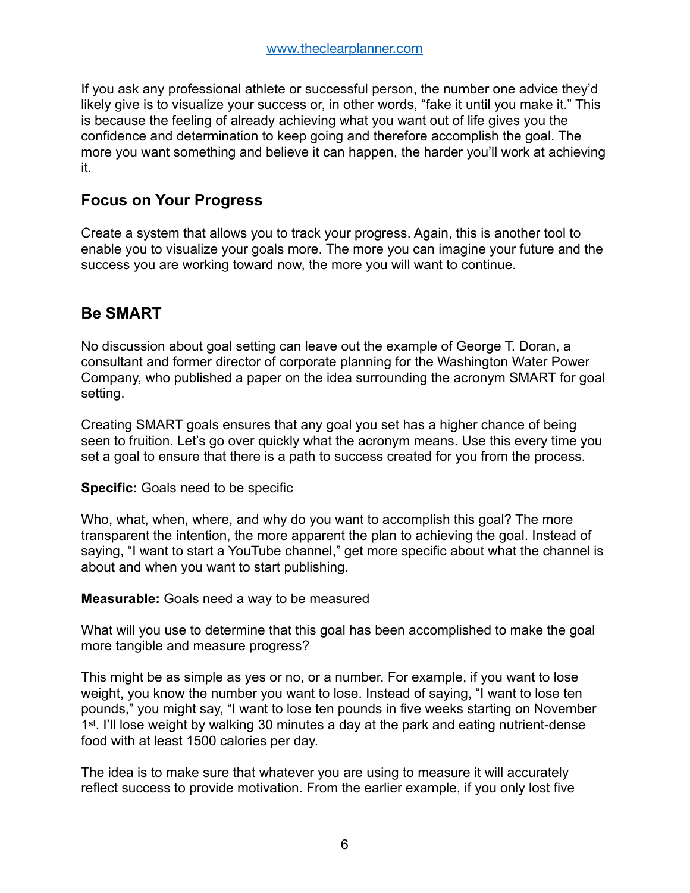If you ask any professional athlete or successful person, the number one advice they'd likely give is to visualize your success or, in other words, "fake it until you make it." This is because the feeling of already achieving what you want out of life gives you the confidence and determination to keep going and therefore accomplish the goal. The more you want something and believe it can happen, the harder you'll work at achieving it.

## Focus on Your Progress

Create a system that allows you to track your progress. Again, this is another tool to enable you to visualize your goals more. The more you can imagine your future and the success you are working toward now, the more you will want to continue.

## Be SMART

No discussion about goal setting can leave out the example of George T. Doran, a consultant and former director of corporate planning for the Washington Water Power Company, who published a paper on the idea surrounding the acronym SMART for goal setting.

Creating SMART goals ensures that any goal you set has a higher chance of being seen to fruition. Let's go over quickly what the acronym means. Use this every time you set a goal to ensure that there is a path to success created for you from the process.

**Specific:** Goals need to be specific

Who, what, when, where, and why do you want to accomplish this goal? The more transparent the intention, the more apparent the plan to achieving the goal. Instead of saying, "I want to start a YouTube channel," get more specific about what the channel is about and when you want to start publishing.

**Measurable:** Goals need a way to be measured

What will you use to determine that this goal has been accomplished to make the goal more tangible and measure progress?

This might be as simple as yes or no, or a number. For example, if you want to lose weight, you know the number you want to lose. Instead of saying, "I want to lose ten pounds," you might say, "I want to lose ten pounds in five weeks starting on November 1st. I'll lose weight by walking 30 minutes a day at the park and eating nutrient-dense food with at least 1500 calories per day.

The idea is to make sure that whatever you are using to measure it will accurately reflect success to provide motivation. From the earlier example, if you only lost five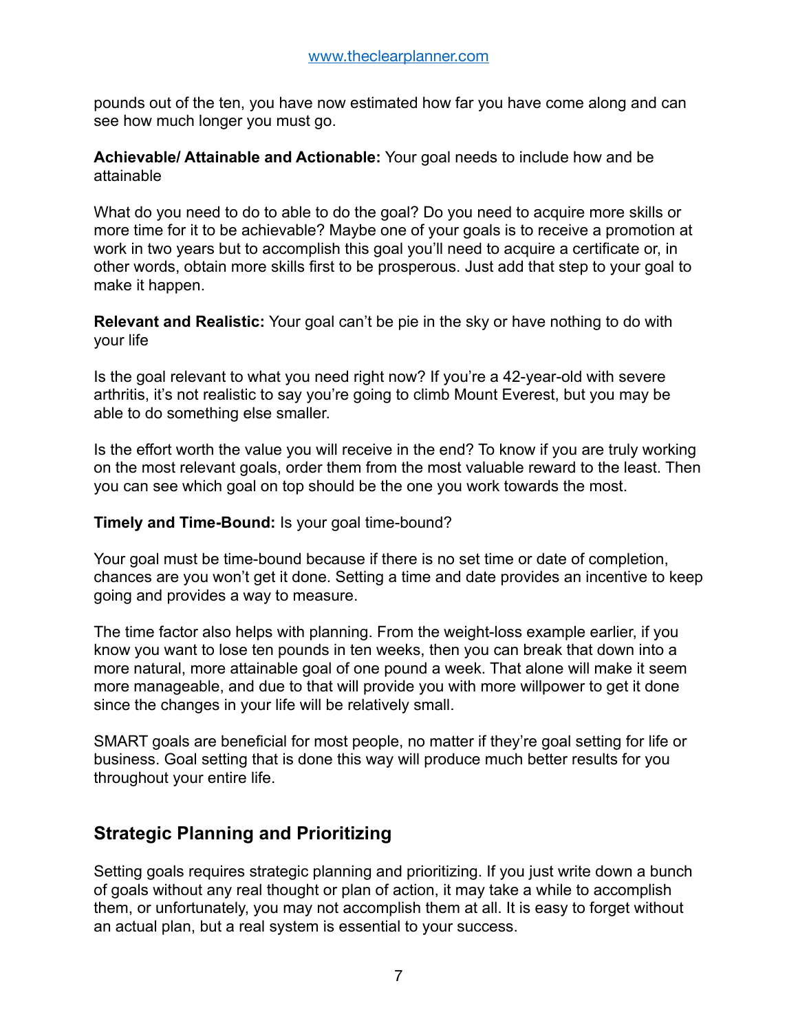pounds out of the ten, you have now estimated how far you have come along and can see how much longer you must go.

**Achievable/ Attainable and Actionable:** Your goal needs to include how and be attainable

What do you need to do to able to do the goal? Do you need to acquire more skills or more time for it to be achievable? Maybe one of your goals is to receive a promotion at work in two years but to accomplish this goal you'll need to acquire a certificate or, in other words, obtain more skills first to be prosperous. Just add that step to your goal to make it happen.

**Relevant and Realistic:** Your goal can't be pie in the sky or have nothing to do with your life

Is the goal relevant to what you need right now? If you're a 42-year-old with severe arthritis, it's not realistic to say you're going to climb Mount Everest, but you may be able to do something else smaller.

Is the effort worth the value you will receive in the end? To know if you are truly working on the most relevant goals, order them from the most valuable reward to the least. Then you can see which goal on top should be the one you work towards the most.

**Timely and Time-Bound:** Is your goal time-bound?

Your goal must be time-bound because if there is no set time or date of completion, chances are you won't get it done. Setting a time and date provides an incentive to keep going and provides a way to measure.

The time factor also helps with planning. From the weight-loss example earlier, if you know you want to lose ten pounds in ten weeks, then you can break that down into a more natural, more attainable goal of one pound a week. That alone will make it seem more manageable, and due to that will provide you with more willpower to get it done since the changes in your life will be relatively small.

SMART goals are beneficial for most people, no matter if they're goal setting for life or business. Goal setting that is done this way will produce much better results for you throughout your entire life.

## Strategic Planning and Prioritizing

Setting goals requires strategic planning and prioritizing. If you just write down a bunch of goals without any real thought or plan of action, it may take a while to accomplish them, or unfortunately, you may not accomplish them at all. It is easy to forget without an actual plan, but a real system is essential to your success.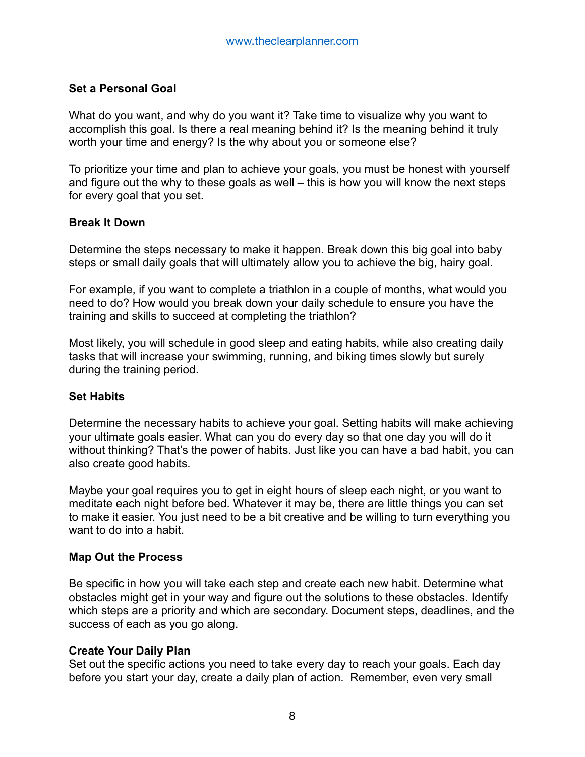### Set a Personal Goal

What do you want, and why do you want it? Take time to visualize why you want to accomplish this goal. Is there a real meaning behind it? Is the meaning behind it truly worth your time and energy? Is the why about you or someone else?

To prioritize your time and plan to achieve your goals, you must be honest with yourself and figure out the why to these goals as well – this is how you will know the next steps for every goal that you set.

### Break It Down

Determine the steps necessary to make it happen. Break down this big goal into baby steps or small daily goals that will ultimately allow you to achieve the big, hairy goal.

For example, if you want to complete a triathlon in a couple of months, what would you need to do? How would you break down your daily schedule to ensure you have the training and skills to succeed at completing the triathlon?

Most likely, you will schedule in good sleep and eating habits, while also creating daily tasks that will increase your swimming, running, and biking times slowly but surely during the training period.

### Set Habits

Determine the necessary habits to achieve your goal. Setting habits will make achieving your ultimate goals easier. What can you do every day so that one day you will do it without thinking? That's the power of habits. Just like you can have a bad habit, you can also create good habits.

Maybe your goal requires you to get in eight hours of sleep each night, or you want to meditate each night before bed. Whatever it may be, there are little things you can set to make it easier. You just need to be a bit creative and be willing to turn everything you want to do into a habit.

### Map Out the Process

Be specific in how you will take each step and create each new habit. Determine what obstacles might get in your way and figure out the solutions to these obstacles. Identify which steps are a priority and which are secondary. Document steps, deadlines, and the success of each as you go along.

### Create Your Daily Plan

Set out the specific actions you need to take every day to reach your goals. Each day before you start your day, create a daily plan of action. Remember, even very small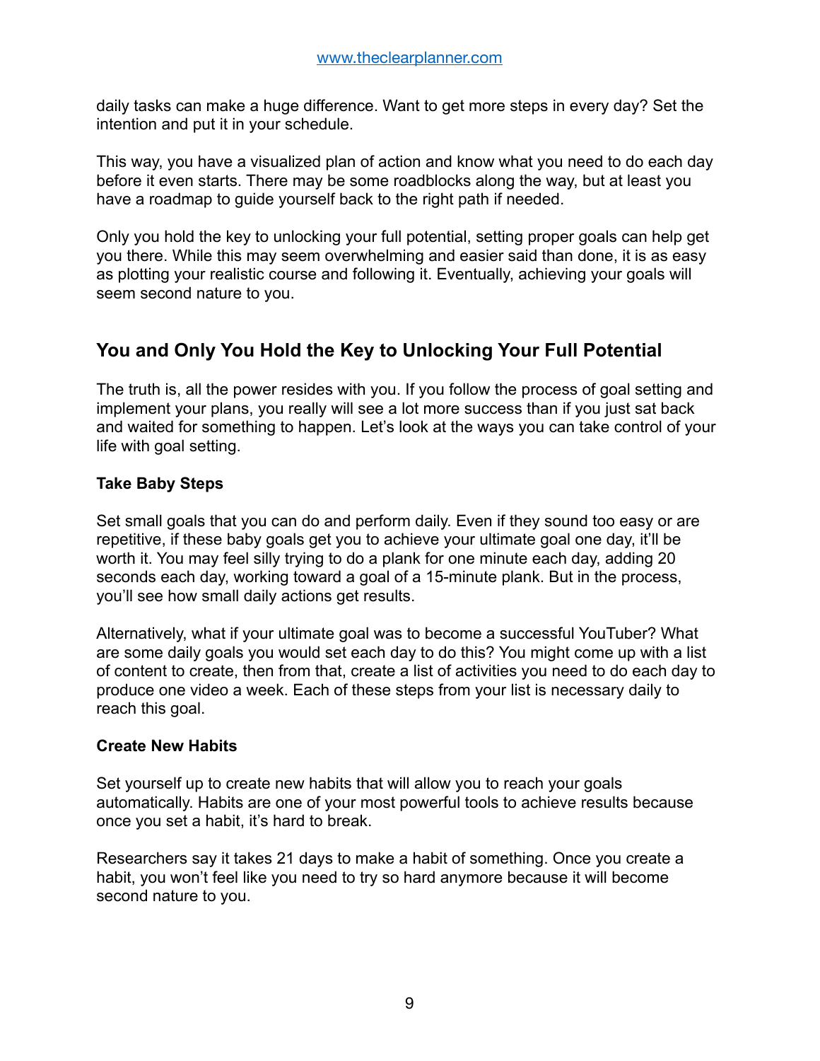daily tasks can make a huge difference. Want to get more steps in every day? Set the intention and put it in your schedule.

This way, you have a visualized plan of action and know what you need to do each day before it even starts. There may be some roadblocks along the way, but at least you have a roadmap to guide yourself back to the right path if needed.

Only you hold the key to unlocking your full potential, setting proper goals can help get you there. While this may seem overwhelming and easier said than done, it is as easy as plotting your realistic course and following it. Eventually, achieving your goals will seem second nature to you.

## You and Only You Hold the Key to Unlocking Your Full Potential

The truth is, all the power resides with you. If you follow the process of goal setting and implement your plans, you really will see a lot more success than if you just sat back and waited for something to happen. Let's look at the ways you can take control of your life with goal setting.

**Take Baby Steps**

Set small goals that you can do and perform daily. Even if they sound too easy or are repetitive, if these baby goals get you to achieve your ultimate goal one day, it'll be worth it. You may feel silly trying to do a plank for one minute each day, adding 20 seconds each day, working toward a goal of a 15-minute plank. But in the process, you'll see how small daily actions get results.

Alternatively, what if your ultimate goal was to become a successful YouTuber? What are some daily goals you would set each day to do this? You might come up with a list of content to create, then from that, create a list of activities you need to do each day to produce one video a week. Each of these steps from your list is necessary daily to reach this goal.

**Create New Habits**

Set yourself up to create new habits that will allow you to reach your goals automatically. Habits are one of your most powerful tools to achieve results because once you set a habit, it's hard to break.

Researchers say it takes 21 days to make a habit of something. Once you create a habit, you won't feel like you need to try so hard anymore because it will become second nature to you.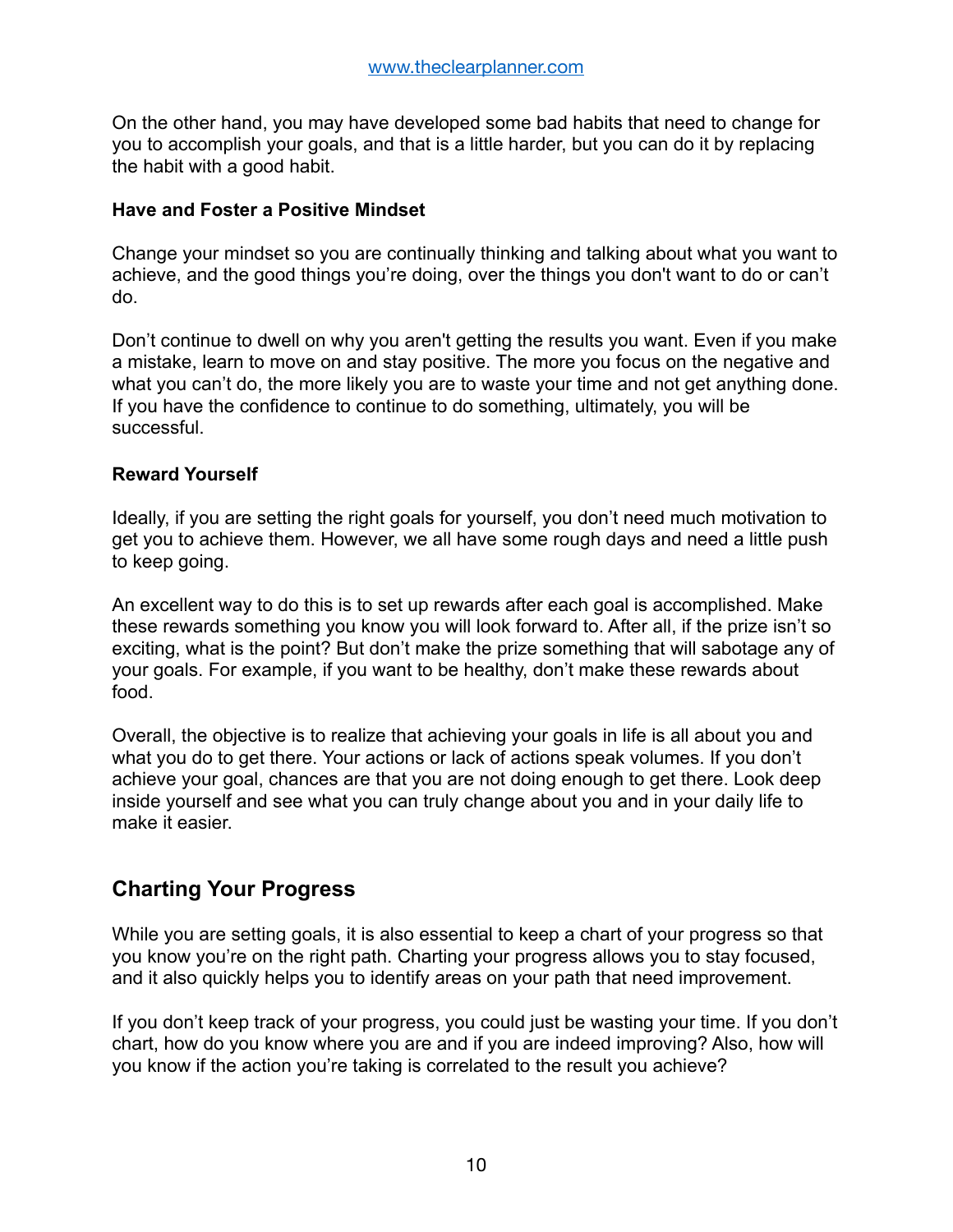On the other hand, you may have developed some bad habits that need to change for you to accomplish your goals, and that is a little harder, but you can do it by replacing the habit with a good habit.

**Have and Foster a Positive Mindset**

Change your mindset so you are continually thinking and talking about what you want to achieve, and the good things you're doing, over the things you don't want to do or can't do.

Don't continue to dwell on why you aren't getting the results you want. Even if you make a mistake, learn to move on and stay positive. The more you focus on the negative and what you can't do, the more likely you are to waste your time and not get anything done. If you have the confidence to continue to do something, ultimately, you will be successful.

**Reward Yourself**

Ideally, if you are setting the right goals for yourself, you don't need much motivation to get you to achieve them. However, we all have some rough days and need a little push to keep going.

An excellent way to do this is to set up rewards after each goal is accomplished. Make these rewards something you know you will look forward to. After all, if the prize isn't so exciting, what is the point? But don't make the prize something that will sabotage any of your goals. For example, if you want to be healthy, don't make these rewards about food.

Overall, the objective is to realize that achieving your goals in life is all about you and what you do to get there. Your actions or lack of actions speak volumes. If you don't achieve your goal, chances are that you are not doing enough to get there. Look deep inside yourself and see what you can truly change about you and in your daily life to make it easier.

## Charting Your Progress

While you are setting goals, it is also essential to keep a chart of your progress so that you know you're on the right path. Charting your progress allows you to stay focused, and it also quickly helps you to identify areas on your path that need improvement.

If you don't keep track of your progress, you could just be wasting your time. If you don't chart, how do you know where you are and if you are indeed improving? Also, how will you know if the action you're taking is correlated to the result you achieve?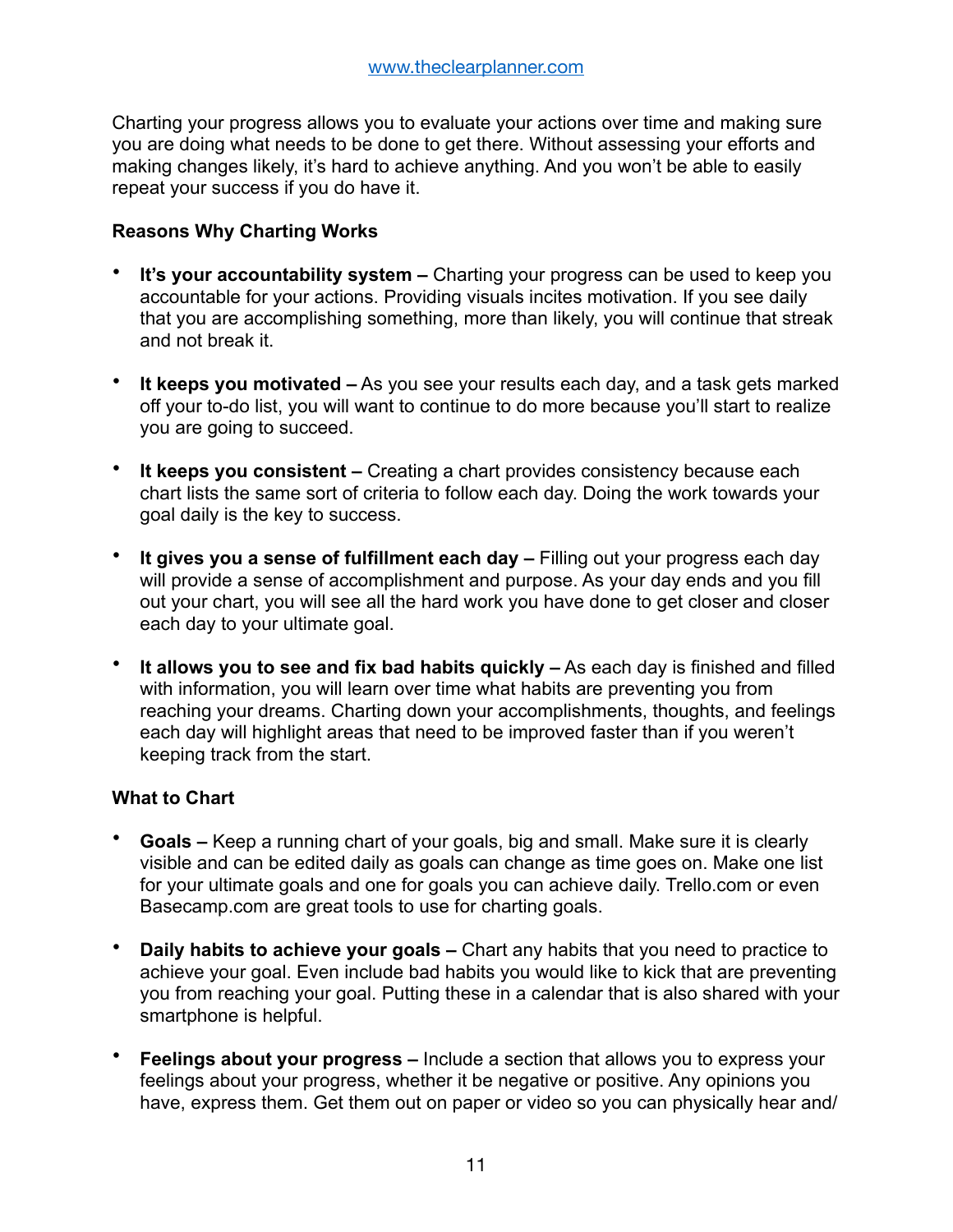Charting your progress allows you to evaluate your actions over time and making sure you are doing what needs to be done to get there. Without assessing your efforts and making changes likely, it's hard to achieve anything. And you won't be able to easily repeat your success if you do have it.

**Reasons Why Charting Works**

- **It's your accountability system –** Charting your progress can be used to keep you accountable for your actions. Providing visuals incites motivation. If you see daily that you are accomplishing something, more than likely, you will continue that streak and not break it.

- **It keeps you motivated –** As you see your results each day, and a task gets marked off your to-do list, you will want to continue to do more because you'll start to realize you are going to succeed.

- **It keeps you consistent –** Creating a chart provides consistency because each chart lists the same sort of criteria to follow each day. Doing the work towards your goal daily is the key to success.

- **It gives you a sense of fulfillment each day –** Filling out your progress each day will provide a sense of accomplishment and purpose. As your day ends and you fill out your chart, you will see all the hard work you have done to get closer and closer each day to your ultimate goal.

- **It allows you to see and fix bad habits quickly –** As each day is finished and filled with information, you will learn over time what habits are preventing you from reaching your dreams. Charting down your accomplishments, thoughts, and feelings each day will highlight areas that need to be improved faster than if you weren't keeping track from the start.

**What to Chart**

- **Goals –** Keep a running chart of your goals, big and small. Make sure it is clearly visible and can be edited daily as goals can change as time goes on. Make one list for your ultimate goals and one for goals you can achieve daily. Trello.com or even Basecamp.com are great tools to use for charting goals.

- **Daily habits to achieve your goals –** Chart any habits that you need to practice to achieve your goal. Even include bad habits you would like to kick that are preventing you from reaching your goal. Putting these in a calendar that is also shared with your smartphone is helpful.

- **Feelings about your progress –** Include a section that allows you to express your feelings about your progress, whether it be negative or positive. Any opinions you have, express them. Get them out on paper or video so you can physically hear and/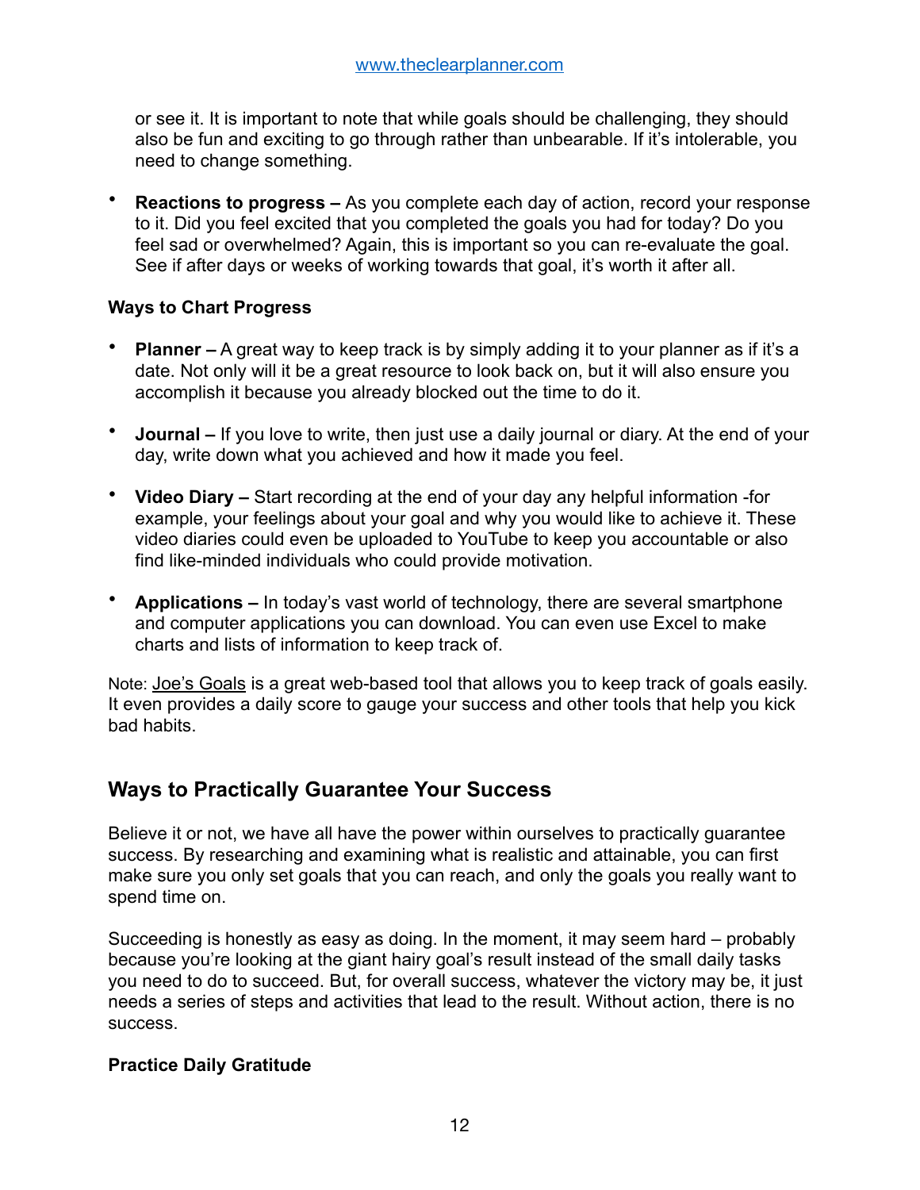or see it. It is important to note that while goals should be challenging, they should also be fun and exciting to go through rather than unbearable. If it's intolerable, you need to change something.

- **Reactions to progress –** As you complete each day of action, record your response to it. Did you feel excited that you completed the goals you had for today? Do you feel sad or overwhelmed? Again, this is important so you can re-evaluate the goal. See if after days or weeks of working towards that goal, it's worth it after all.

**Ways to Chart Progress**

- **Planner –** A great way to keep track is by simply adding it to your planner as if it's a date. Not only will it be a great resource to look back on, but it will also ensure you accomplish it because you already blocked out the time to do it.

- **Journal –** If you love to write, then just use a daily journal or diary. At the end of your day, write down what you achieved and how it made you feel.

- **Video Diary –** Start recording at the end of your day any helpful information -for example, your feelings about your goal and why you would like to achieve it. These video diaries could even be uploaded to YouTube to keep you accountable or also find like-minded individuals who could provide motivation.

- **Applications –** In today's vast world of technology, there are several smartphone and computer applications you can download. You can even use Excel to make charts and lists of information to keep track of.

Note: Joe's Goals is a great web-based tool that allows you to keep track of goals easily. It even provides a daily score to gauge your success and other tools that help you kick bad habits.

## Ways to Practically Guarantee Your Success

Believe it or not, we have all have the power within ourselves to practically guarantee success. By researching and examining what is realistic and attainable, you can first make sure you only set goals that you can reach, and only the goals you really want to spend time on.

Succeeding is honestly as easy as doing. In the moment, it may seem hard – probably because you're looking at the giant hairy goal's result instead of the small daily tasks you need to do to succeed. But, for overall success, whatever the victory may be, it just needs a series of steps and activities that lead to the result. Without action, there is no success.

**Practice Daily Gratitude**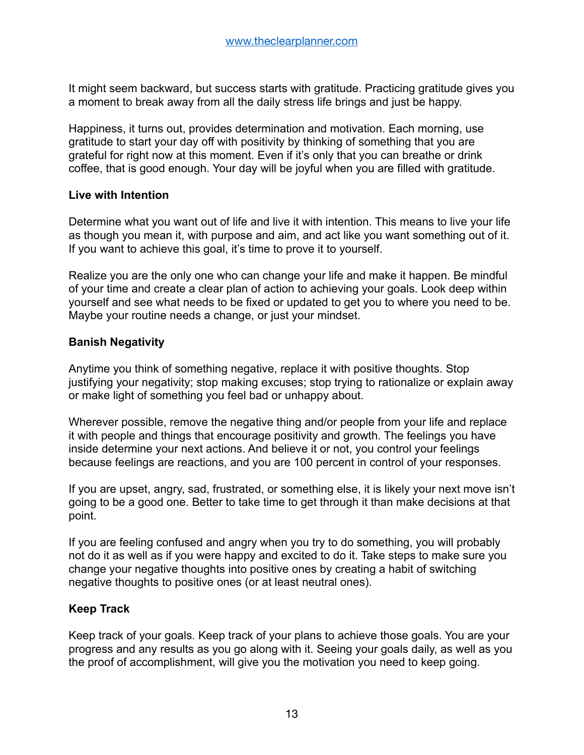It might seem backward, but success starts with gratitude. Practicing gratitude gives you a moment to break away from all the daily stress life brings and just be happy.

Happiness, it turns out, provides determination and motivation. Each morning, use gratitude to start your day off with positivity by thinking of something that you are grateful for right now at this moment. Even if it's only that you can breathe or drink coffee, that is good enough. Your day will be joyful when you are filled with gratitude.

**Live with Intention**

Determine what you want out of life and live it with intention. This means to live your life as though you mean it, with purpose and aim, and act like you want something out of it. If you want to achieve this goal, it's time to prove it to yourself.

Realize you are the only one who can change your life and make it happen. Be mindful of your time and create a clear plan of action to achieving your goals. Look deep within yourself and see what needs to be fixed or updated to get you to where you need to be. Maybe your routine needs a change, or just your mindset.

**Banish Negativity**

Anytime you think of something negative, replace it with positive thoughts. Stop justifying your negativity; stop making excuses; stop trying to rationalize or explain away or make light of something you feel bad or unhappy about.

Wherever possible, remove the negative thing and/or people from your life and replace it with people and things that encourage positivity and growth. The feelings you have inside determine your next actions. And believe it or not, you control your feelings because feelings are reactions, and you are 100 percent in control of your responses.

If you are upset, angry, sad, frustrated, or something else, it is likely your next move isn't going to be a good one. Better to take time to get through it than make decisions at that point.

If you are feeling confused and angry when you try to do something, you will probably not do it as well as if you were happy and excited to do it. Take steps to make sure you change your negative thoughts into positive ones by creating a habit of switching negative thoughts to positive ones (or at least neutral ones).

**Keep Track**

Keep track of your goals. Keep track of your plans to achieve those goals. You are your progress and any results as you go along with it. Seeing your goals daily, as well as you the proof of accomplishment, will give you the motivation you need to keep going.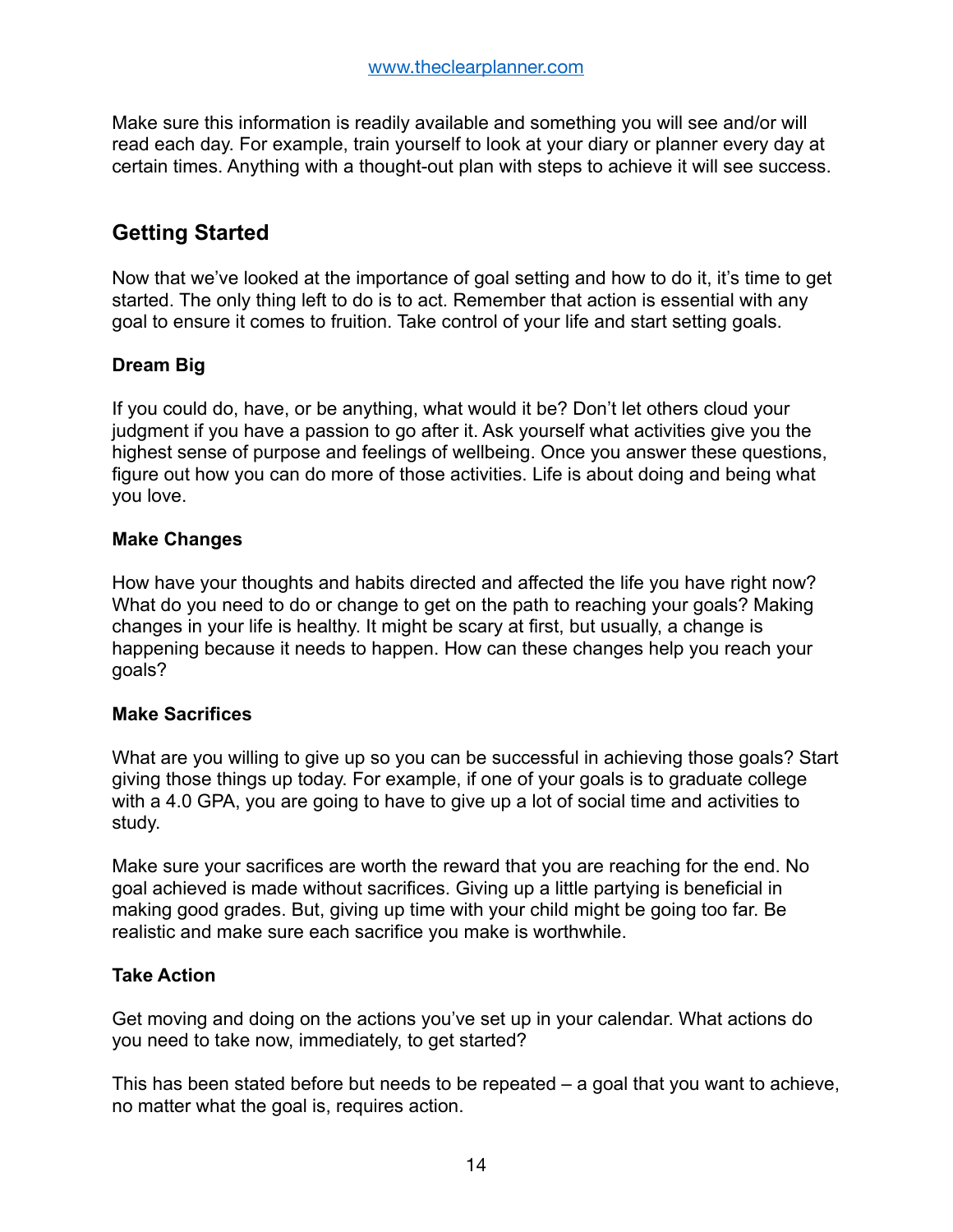Make sure this information is readily available and something you will see and/or will read each day. For example, train yourself to look at your diary or planner every day at certain times. Anything with a thought-out plan with steps to achieve it will see success.

## Getting Started

Now that we've looked at the importance of goal setting and how to do it, it's time to get started. The only thing left to do is to act. Remember that action is essential with any goal to ensure it comes to fruition. Take control of your life and start setting goals.

### Dream Big

If you could do, have, or be anything, what would it be? Don't let others cloud your judgment if you have a passion to go after it. Ask yourself what activities give you the highest sense of purpose and feelings of wellbeing. Once you answer these questions, figure out how you can do more of those activities. Life is about doing and being what you love.

### Make Changes

How have your thoughts and habits directed and affected the life you have right now? What do you need to do or change to get on the path to reaching your goals? Making changes in your life is healthy. It might be scary at first, but usually, a change is happening because it needs to happen. How can these changes help you reach your goals?

### Make Sacrifices

What are you willing to give up so you can be successful in achieving those goals? Start giving those things up today. For example, if one of your goals is to graduate college with a 4.0 GPA, you are going to have to give up a lot of social time and activities to study.

Make sure your sacrifices are worth the reward that you are reaching for the end. No goal achieved is made without sacrifices. Giving up a little partying is beneficial in making good grades. But, giving up time with your child might be going too far. Be realistic and make sure each sacrifice you make is worthwhile.

### Take Action

Get moving and doing on the actions you've set up in your calendar. What actions do you need to take now, immediately, to get started?

This has been stated before but needs to be repeated – a goal that you want to achieve, no matter what the goal is, requires action.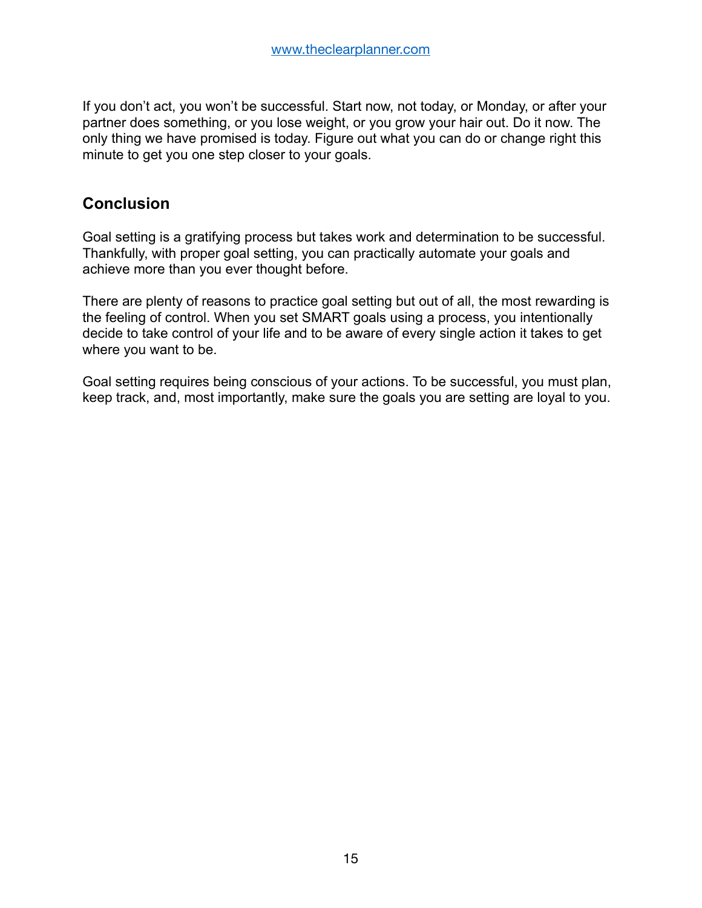If you don't act, you won't be successful. Start now, not today, or Monday, or after your partner does something, or you lose weight, or you grow your hair out. Do it now. The only thing we have promised is today. Figure out what you can do or change right this minute to get you one step closer to your goals.

## Conclusion

Goal setting is a gratifying process but takes work and determination to be successful. Thankfully, with proper goal setting, you can practically automate your goals and achieve more than you ever thought before.

There are plenty of reasons to practice goal setting but out of all, the most rewarding is the feeling of control. When you set SMART goals using a process, you intentionally decide to take control of your life and to be aware of every single action it takes to get where you want to be.

Goal setting requires being conscious of your actions. To be successful, you must plan, keep track, and, most importantly, make sure the goals you are setting are loyal to you.